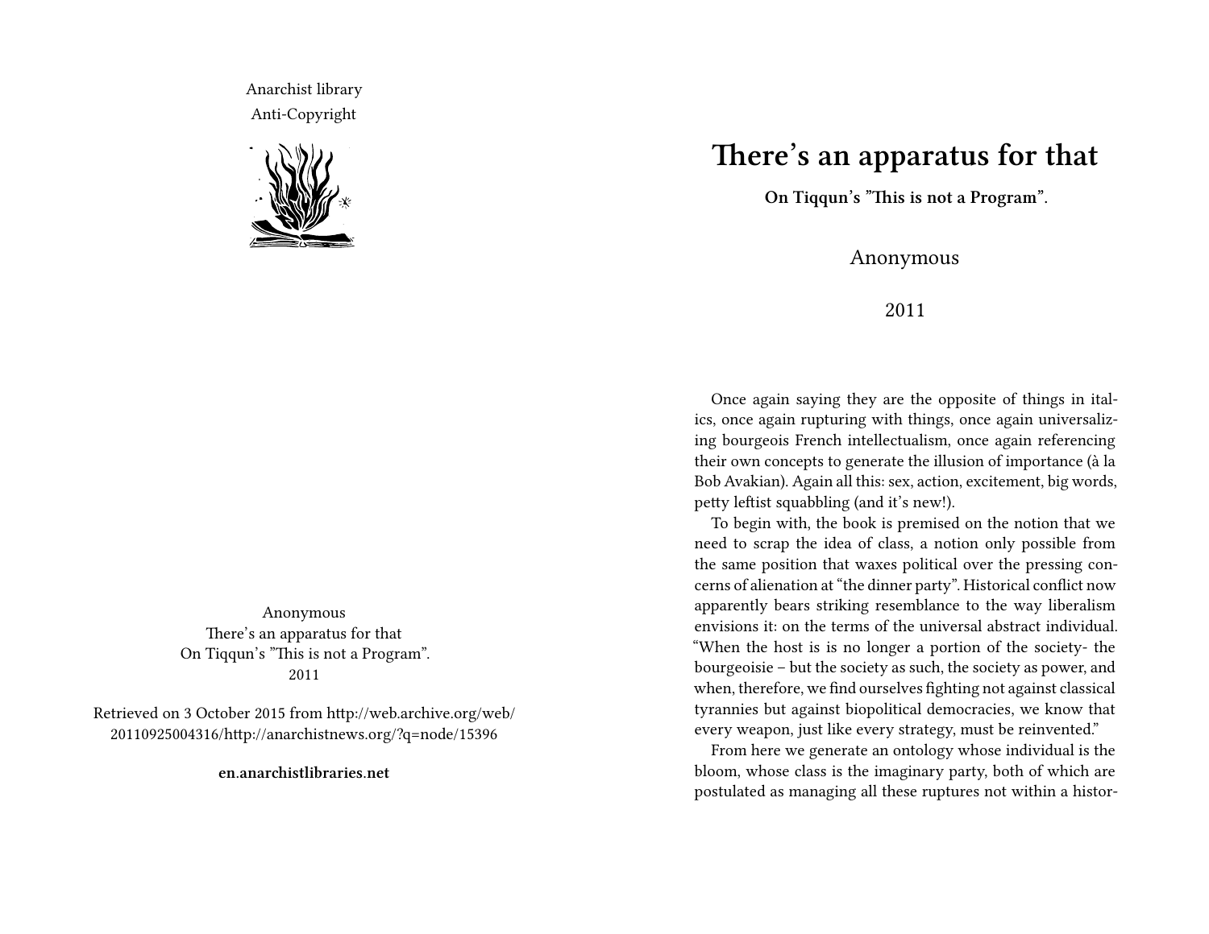Anarchist library
Anti-Copyright

Anonymous
There's an apparatus for that
On Tiqqun's "This is not a Program".
2011

Retrieved on 3 October 2015 from http://web.archive.org/web/20110925004316/http://anarchistnews.org/?q=node/15396

**en.anarchistlibraries.net**

# There's an apparatus for that

**On Tiqqun's "This is not a Program".**

Anonymous

2011

Once again saying they are the opposite of things in italics, once again rupturing with things, once again universalizing bourgeois French intellectualism, once again referencing their own concepts to generate the illusion of importance (à la Bob Avakian). Again all this: sex, action, excitement, big words, petty leftist squabbling (and it's new!).

To begin with, the book is premised on the notion that we need to scrap the idea of class, a notion only possible from the same position that waxes political over the pressing concerns of alienation at "the dinner party". Historical conflict now apparently bears striking resemblance to the way liberalism envisions it: on the terms of the universal abstract individual. "When the host is is no longer a portion of the society- the bourgeoisie – but the society as such, the society as power, and when, therefore, we find ourselves fighting not against classical tyrannies but against biopolitical democracies, we know that every weapon, just like every strategy, must be reinvented."

From here we generate an ontology whose individual is the bloom, whose class is the imaginary party, both of which are postulated as managing all these ruptures not within a histor-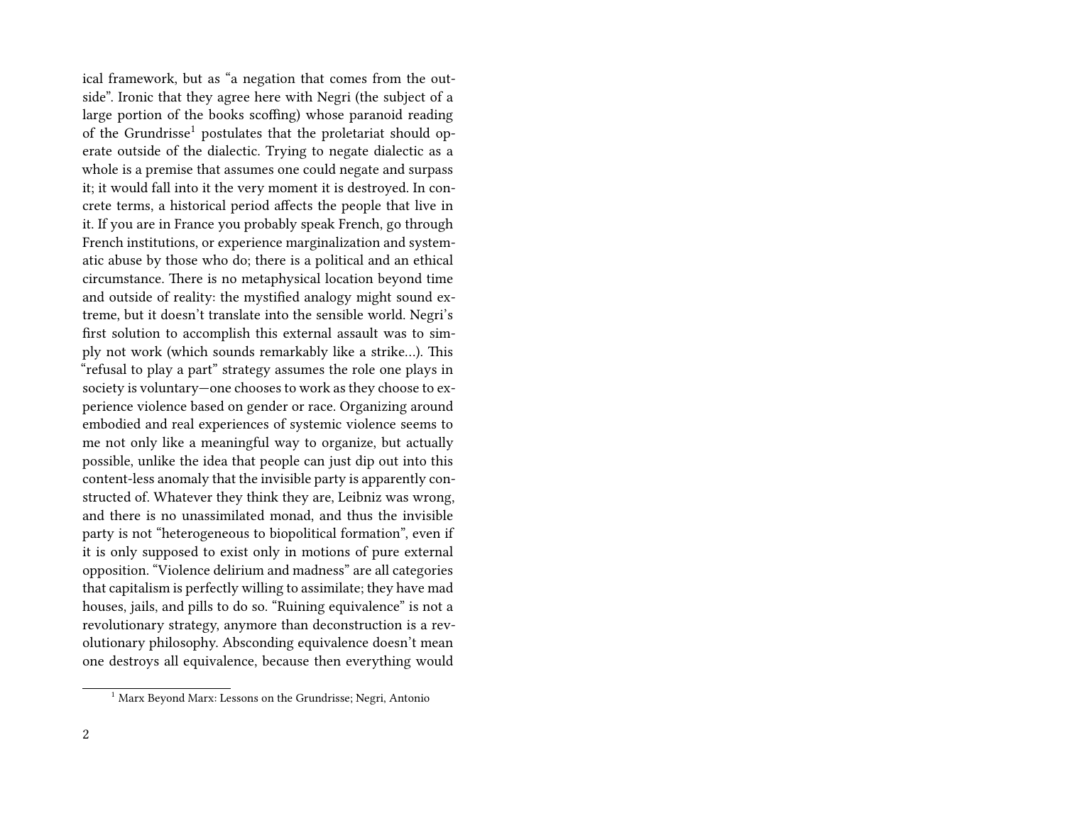ical framework, but as "a negation that comes from the outside". Ironic that they agree here with Negri (the subject of a large portion of the books scoffing) whose paranoid reading of the Grundrisse[1] postulates that the proletariat should operate outside of the dialectic. Trying to negate dialectic as a whole is a premise that assumes one could negate and surpass it; it would fall into it the very moment it is destroyed. In concrete terms, a historical period affects the people that live in it. If you are in France you probably speak French, go through French institutions, or experience marginalization and systematic abuse by those who do; there is a political and an ethical circumstance. There is no metaphysical location beyond time and outside of reality: the mystified analogy might sound extreme, but it doesn't translate into the sensible world. Negri's first solution to accomplish this external assault was to simply not work (which sounds remarkably like a strike…). This "refusal to play a part" strategy assumes the role one plays in society is voluntary—one chooses to work as they choose to experience violence based on gender or race. Organizing around embodied and real experiences of systemic violence seems to me not only like a meaningful way to organize, but actually possible, unlike the idea that people can just dip out into this content-less anomaly that the invisible party is apparently constructed of. Whatever they think they are, Leibniz was wrong, and there is no unassimilated monad, and thus the invisible party is not "heterogeneous to biopolitical formation", even if it is only supposed to exist only in motions of pure external opposition. "Violence delirium and madness" are all categories that capitalism is perfectly willing to assimilate; they have mad houses, jails, and pills to do so. "Ruining equivalence" is not a revolutionary strategy, anymore than deconstruction is a revolutionary philosophy. Absconding equivalence doesn't mean one destroys all equivalence, because then everything would

[1] Marx Beyond Marx: Lessons on the Grundrisse; Negri, Antonio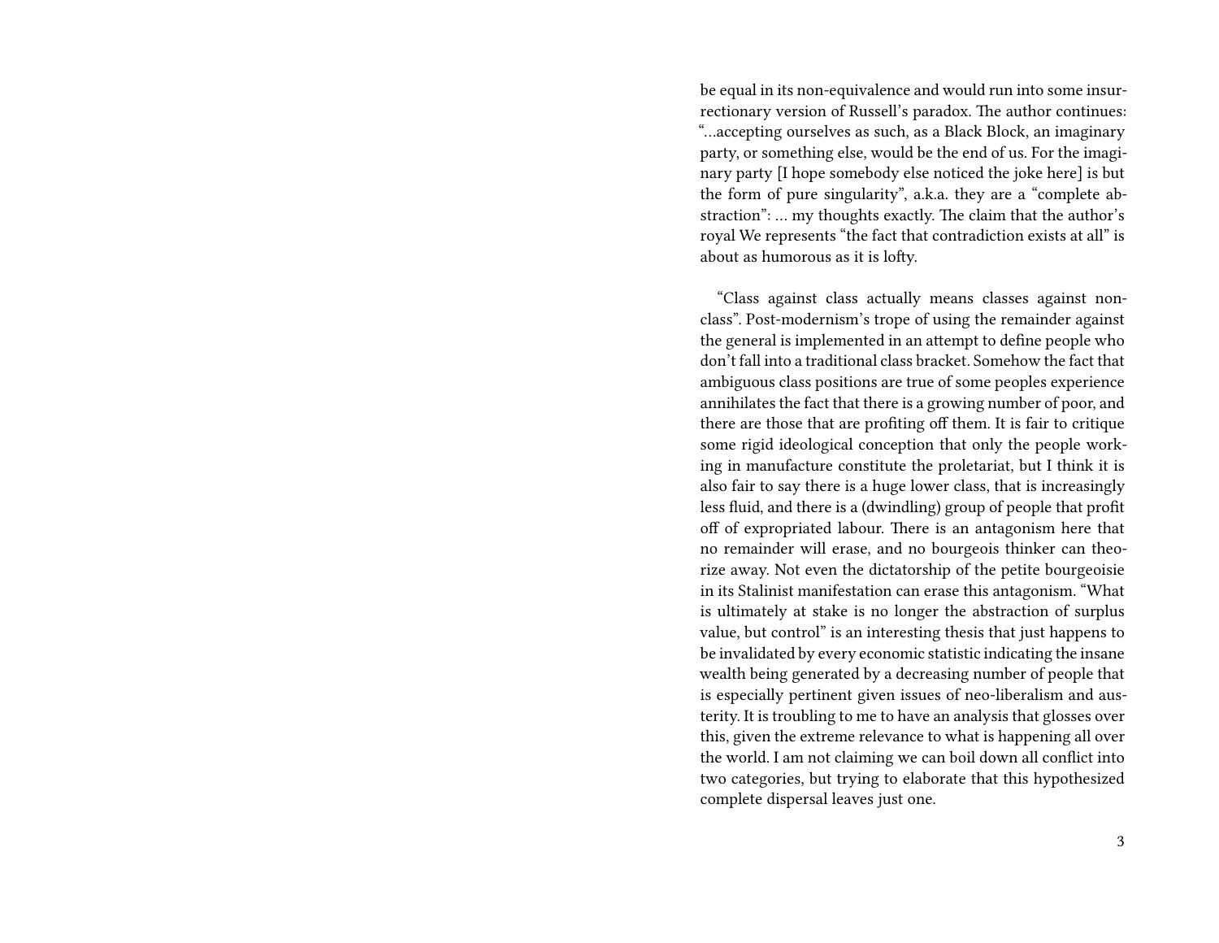be equal in its non-equivalence and would run into some insurrectionary version of Russell's paradox. The author continues: "…accepting ourselves as such, as a Black Block, an imaginary party, or something else, would be the end of us. For the imaginary party [I hope somebody else noticed the joke here] is but the form of pure singularity", a.k.a. they are a "complete abstraction": … my thoughts exactly. The claim that the author's royal We represents "the fact that contradiction exists at all" is about as humorous as it is lofty.

"Class against class actually means classes against non-class". Post-modernism's trope of using the remainder against the general is implemented in an attempt to define people who don't fall into a traditional class bracket. Somehow the fact that ambiguous class positions are true of some peoples experience annihilates the fact that there is a growing number of poor, and there are those that are profiting off them. It is fair to critique some rigid ideological conception that only the people working in manufacture constitute the proletariat, but I think it is also fair to say there is a huge lower class, that is increasingly less fluid, and there is a (dwindling) group of people that profit off of expropriated labour. There is an antagonism here that no remainder will erase, and no bourgeois thinker can theorize away. Not even the dictatorship of the petite bourgeoisie in its Stalinist manifestation can erase this antagonism. "What is ultimately at stake is no longer the abstraction of surplus value, but control" is an interesting thesis that just happens to be invalidated by every economic statistic indicating the insane wealth being generated by a decreasing number of people that is especially pertinent given issues of neo-liberalism and austerity. It is troubling to me to have an analysis that glosses over this, given the extreme relevance to what is happening all over the world. I am not claiming we can boil down all conflict into two categories, but trying to elaborate that this hypothesized complete dispersal leaves just one.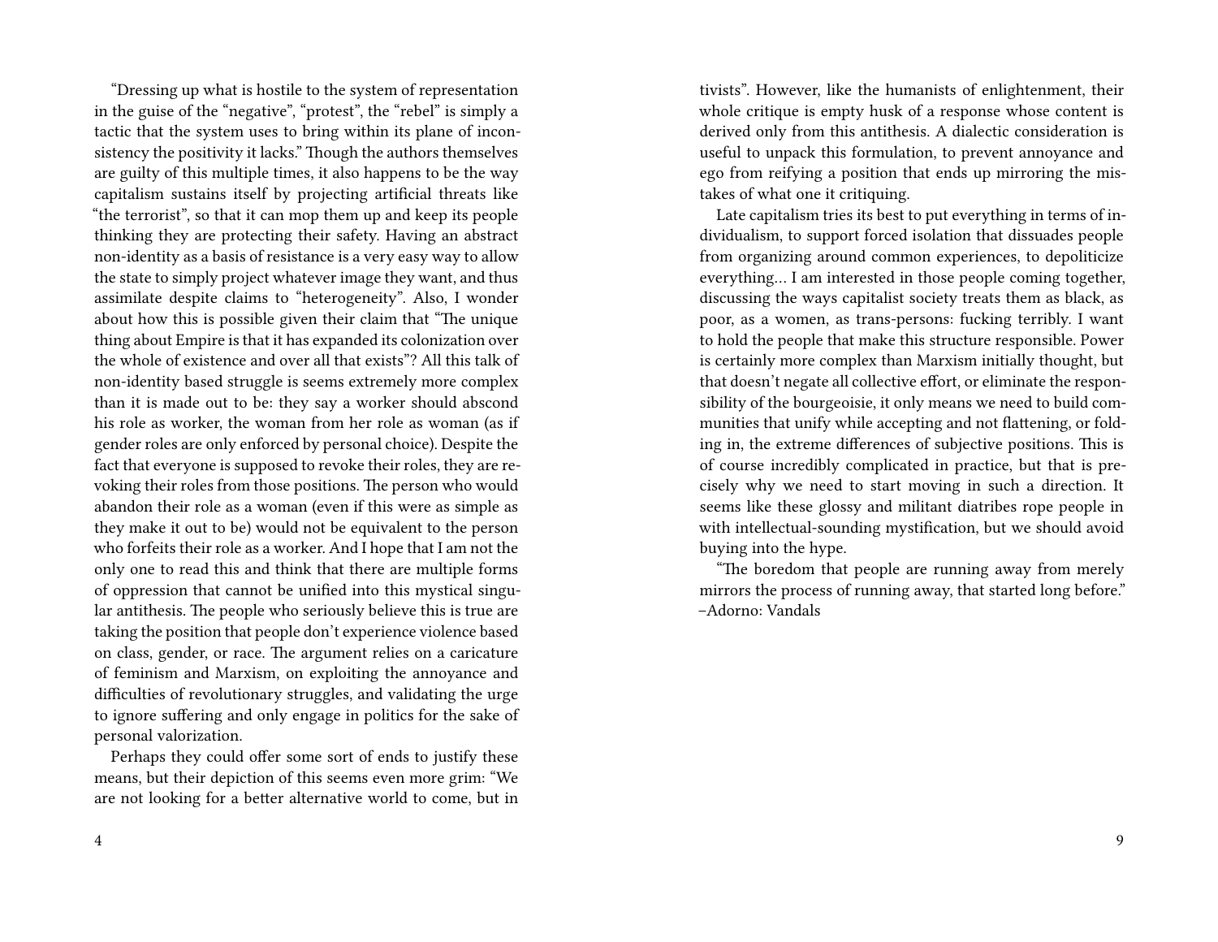"Dressing up what is hostile to the system of representation in the guise of the "negative", "protest", the "rebel" is simply a tactic that the system uses to bring within its plane of inconsistency the positivity it lacks." Though the authors themselves are guilty of this multiple times, it also happens to be the way capitalism sustains itself by projecting artificial threats like "the terrorist", so that it can mop them up and keep its people thinking they are protecting their safety. Having an abstract non-identity as a basis of resistance is a very easy way to allow the state to simply project whatever image they want, and thus assimilate despite claims to "heterogeneity". Also, I wonder about how this is possible given their claim that "The unique thing about Empire is that it has expanded its colonization over the whole of existence and over all that exists"? All this talk of non-identity based struggle is seems extremely more complex than it is made out to be: they say a worker should abscond his role as worker, the woman from her role as woman (as if gender roles are only enforced by personal choice). Despite the fact that everyone is supposed to revoke their roles, they are revoking their roles from those positions. The person who would abandon their role as a woman (even if this were as simple as they make it out to be) would not be equivalent to the person who forfeits their role as a worker. And I hope that I am not the only one to read this and think that there are multiple forms of oppression that cannot be unified into this mystical singular antithesis. The people who seriously believe this is true are taking the position that people don't experience violence based on class, gender, or race. The argument relies on a caricature of feminism and Marxism, on exploiting the annoyance and difficulties of revolutionary struggles, and validating the urge to ignore suffering and only engage in politics for the sake of personal valorization.

Perhaps they could offer some sort of ends to justify these means, but their depiction of this seems even more grim: "We are not looking for a better alternative world to come, but in

tivists". However, like the humanists of enlightenment, their whole critique is empty husk of a response whose content is derived only from this antithesis. A dialectic consideration is useful to unpack this formulation, to prevent annoyance and ego from reifying a position that ends up mirroring the mistakes of what one it critiquing.

Late capitalism tries its best to put everything in terms of individualism, to support forced isolation that dissuades people from organizing around common experiences, to depoliticize everything… I am interested in those people coming together, discussing the ways capitalist society treats them as black, as poor, as a women, as trans-persons: fucking terribly. I want to hold the people that make this structure responsible. Power is certainly more complex than Marxism initially thought, but that doesn't negate all collective effort, or eliminate the responsibility of the bourgeoisie, it only means we need to build communities that unify while accepting and not flattening, or folding in, the extreme differences of subjective positions. This is of course incredibly complicated in practice, but that is precisely why we need to start moving in such a direction. It seems like these glossy and militant diatribes rope people in with intellectual-sounding mystification, but we should avoid buying into the hype.

"The boredom that people are running away from merely mirrors the process of running away, that started long before." –Adorno: Vandals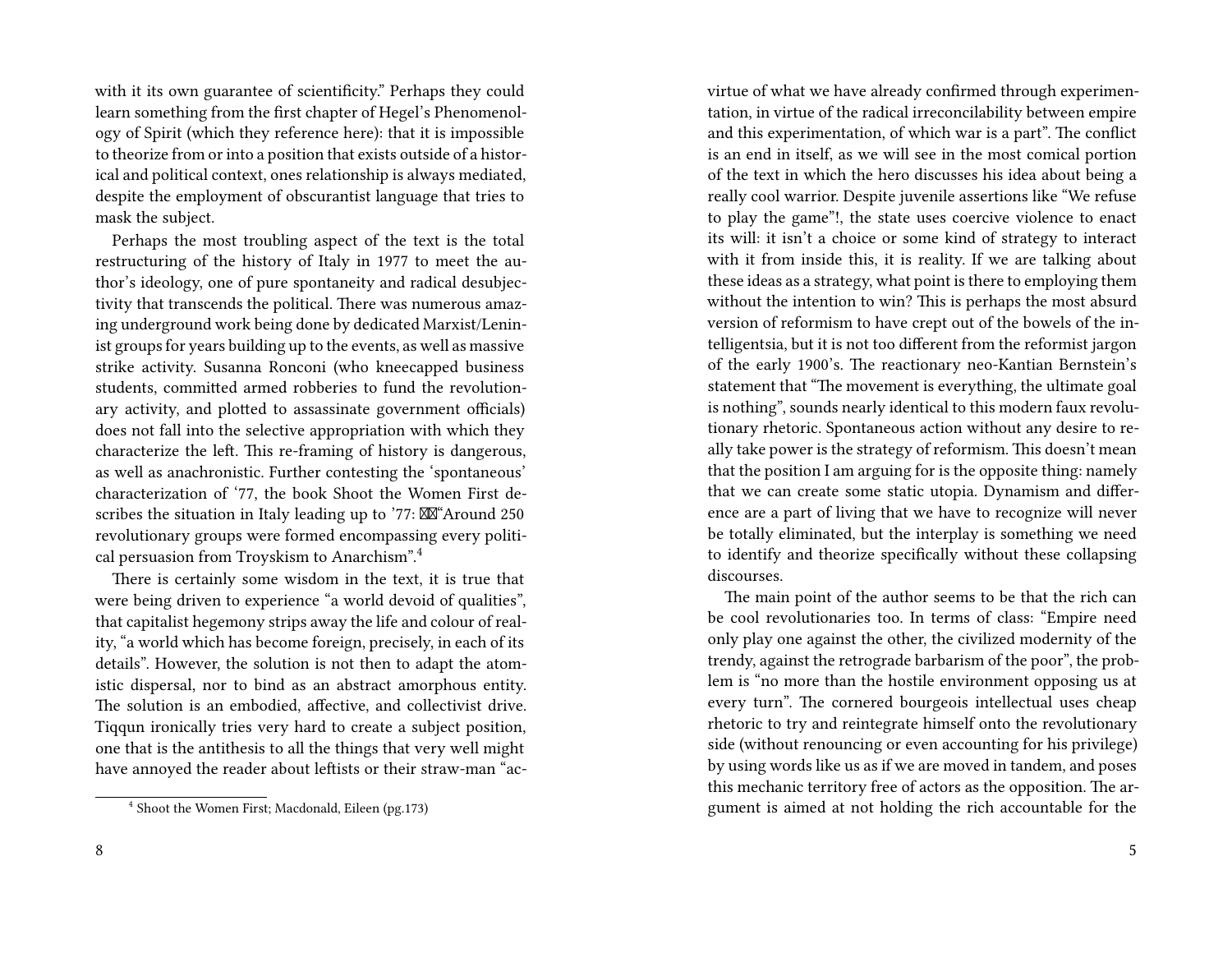with it its own guarantee of scientificity." Perhaps they could learn something from the first chapter of Hegel's Phenomenology of Spirit (which they reference here): that it is impossible to theorize from or into a position that exists outside of a historical and political context, ones relationship is always mediated, despite the employment of obscurantist language that tries to mask the subject.

Perhaps the most troubling aspect of the text is the total restructuring of the history of Italy in 1977 to meet the author's ideology, one of pure spontaneity and radical desubjectivity that transcends the political. There was numerous amazing underground work being done by dedicated Marxist/Leninist groups for years building up to the events, as well as massive strike activity. Susanna Ronconi (who kneecapped business students, committed armed robberies to fund the revolutionary activity, and plotted to assassinate government officials) does not fall into the selective appropriation with which they characterize the left. This re-framing of history is dangerous, as well as anachronistic. Further contesting the 'spontaneous' characterization of '77, the book Shoot the Women First describes the situation in Italy leading up to '77: "Around 250 revolutionary groups were formed encompassing every political persuasion from Troyskism to Anarchism".[4]

There is certainly some wisdom in the text, it is true that were being driven to experience "a world devoid of qualities", that capitalist hegemony strips away the life and colour of reality, "a world which has become foreign, precisely, in each of its details". However, the solution is not then to adapt the atomistic dispersal, nor to bind as an abstract amorphous entity. The solution is an embodied, affective, and collectivist drive. Tiqqun ironically tries very hard to create a subject position, one that is the antithesis to all the things that very well might have annoyed the reader about leftists or their straw-man "ac-

[4] Shoot the Women First; Macdonald, Eileen (pg.173)

virtue of what we have already confirmed through experimentation, in virtue of the radical irreconcilability between empire and this experimentation, of which war is a part". The conflict is an end in itself, as we will see in the most comical portion of the text in which the hero discusses his idea about being a really cool warrior. Despite juvenile assertions like "We refuse to play the game"!, the state uses coercive violence to enact its will: it isn't a choice or some kind of strategy to interact with it from inside this, it is reality. If we are talking about these ideas as a strategy, what point is there to employing them without the intention to win? This is perhaps the most absurd version of reformism to have crept out of the bowels of the intelligentsia, but it is not too different from the reformist jargon of the early 1900's. The reactionary neo-Kantian Bernstein's statement that "The movement is everything, the ultimate goal is nothing", sounds nearly identical to this modern faux revolutionary rhetoric. Spontaneous action without any desire to really take power is the strategy of reformism. This doesn't mean that the position I am arguing for is the opposite thing: namely that we can create some static utopia. Dynamism and difference are a part of living that we have to recognize will never be totally eliminated, but the interplay is something we need to identify and theorize specifically without these collapsing discourses.

The main point of the author seems to be that the rich can be cool revolutionaries too. In terms of class: "Empire need only play one against the other, the civilized modernity of the trendy, against the retrograde barbarism of the poor", the problem is "no more than the hostile environment opposing us at every turn". The cornered bourgeois intellectual uses cheap rhetoric to try and reintegrate himself onto the revolutionary side (without renouncing or even accounting for his privilege) by using words like us as if we are moved in tandem, and poses this mechanic territory free of actors as the opposition. The argument is aimed at not holding the rich accountable for the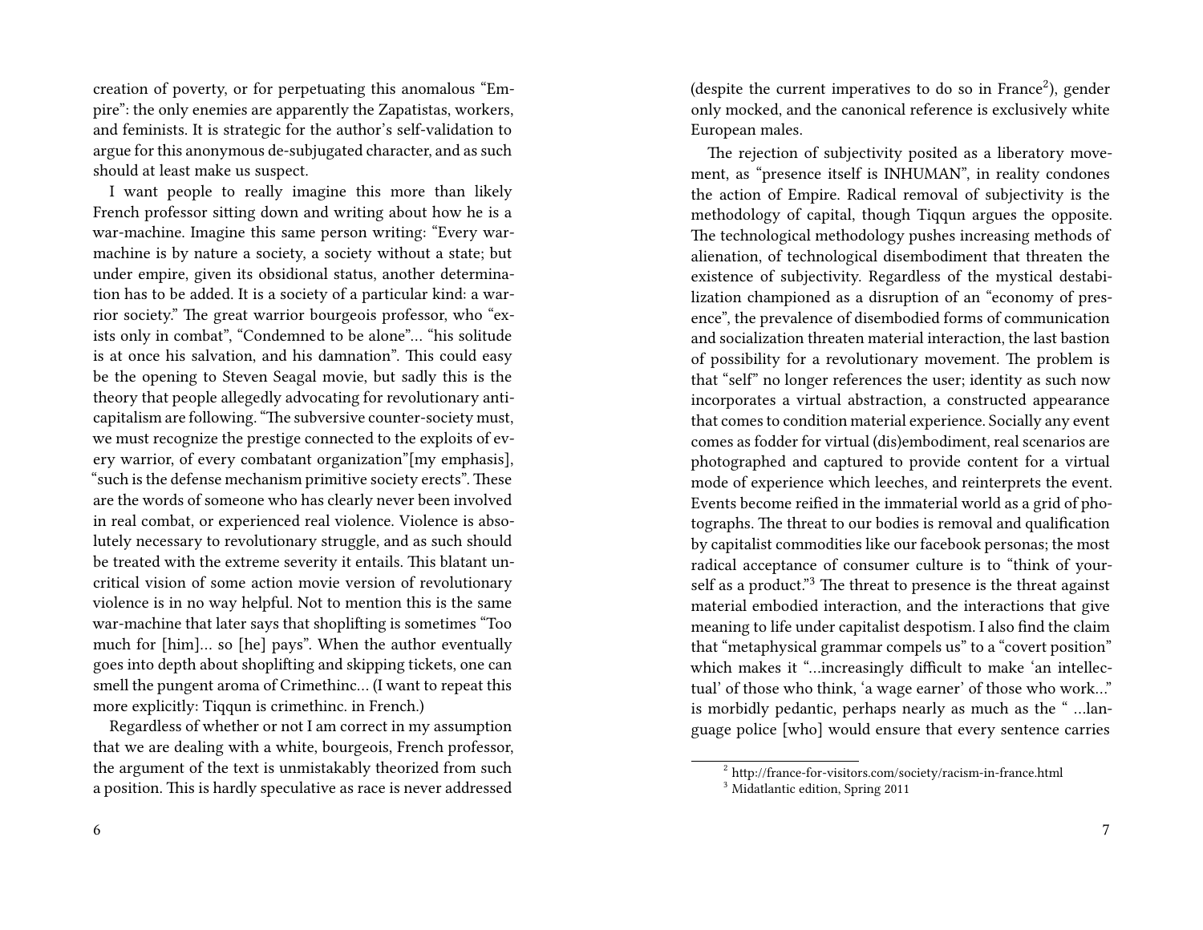creation of poverty, or for perpetuating this anomalous "Empire": the only enemies are apparently the Zapatistas, workers, and feminists. It is strategic for the author's self-validation to argue for this anonymous de-subjugated character, and as such should at least make us suspect.

I want people to really imagine this more than likely French professor sitting down and writing about how he is a war-machine. Imagine this same person writing: "Every war-machine is by nature a society, a society without a state; but under empire, given its obsidional status, another determination has to be added. It is a society of a particular kind: a warrior society." The great warrior bourgeois professor, who "exists only in combat", "Condemned to be alone"... "his solitude is at once his salvation, and his damnation". This could easy be the opening to Steven Seagal movie, but sadly this is the theory that people allegedly advocating for revolutionary anti-capitalism are following. "The subversive counter-society must, we must recognize the prestige connected to the exploits of every warrior, of every combatant organization"[my emphasis], "such is the defense mechanism primitive society erects". These are the words of someone who has clearly never been involved in real combat, or experienced real violence. Violence is absolutely necessary to revolutionary struggle, and as such should be treated with the extreme severity it entails. This blatant uncritical vision of some action movie version of revolutionary violence is in no way helpful. Not to mention this is the same war-machine that later says that shoplifting is sometimes "Too much for [him]... so [he] pays". When the author eventually goes into depth about shoplifting and skipping tickets, one can smell the pungent aroma of Crimethinc... (I want to repeat this more explicitly: Tiqqun is crimethinc. in French.)

Regardless of whether or not I am correct in my assumption that we are dealing with a white, bourgeois, French professor, the argument of the text is unmistakably theorized from such a position. This is hardly speculative as race is never addressed (despite the current imperatives to do so in France[2]), gender only mocked, and the canonical reference is exclusively white European males.

The rejection of subjectivity posited as a liberatory movement, as "presence itself is INHUMAN", in reality condones the action of Empire. Radical removal of subjectivity is the methodology of capital, though Tiqqun argues the opposite. The technological methodology pushes increasing methods of alienation, of technological disembodiment that threaten the existence of subjectivity. Regardless of the mystical destabilization championed as a disruption of an "economy of presence", the prevalence of disembodied forms of communication and socialization threaten material interaction, the last bastion of possibility for a revolutionary movement. The problem is that "self" no longer references the user; identity as such now incorporates a virtual abstraction, a constructed appearance that comes to condition material experience. Socially any event comes as fodder for virtual (dis)embodiment, real scenarios are photographed and captured to provide content for a virtual mode of experience which leeches, and reinterprets the event. Events become reified in the immaterial world as a grid of photographs. The threat to our bodies is removal and qualification by capitalist commodities like our facebook personas; the most radical acceptance of consumer culture is to "think of yourself as a product."[3] The threat to presence is the threat against material embodied interaction, and the interactions that give meaning to life under capitalist despotism. I also find the claim that "metaphysical grammar compels us" to a "covert position" which makes it "...increasingly difficult to make 'an intellectual' of those who think, 'a wage earner' of those who work..." is morbidly pedantic, perhaps nearly as much as the " ...language police [who] would ensure that every sentence carries

[2] http://france-for-visitors.com/society/racism-in-france.html

[3] Midatlantic edition, Spring 2011